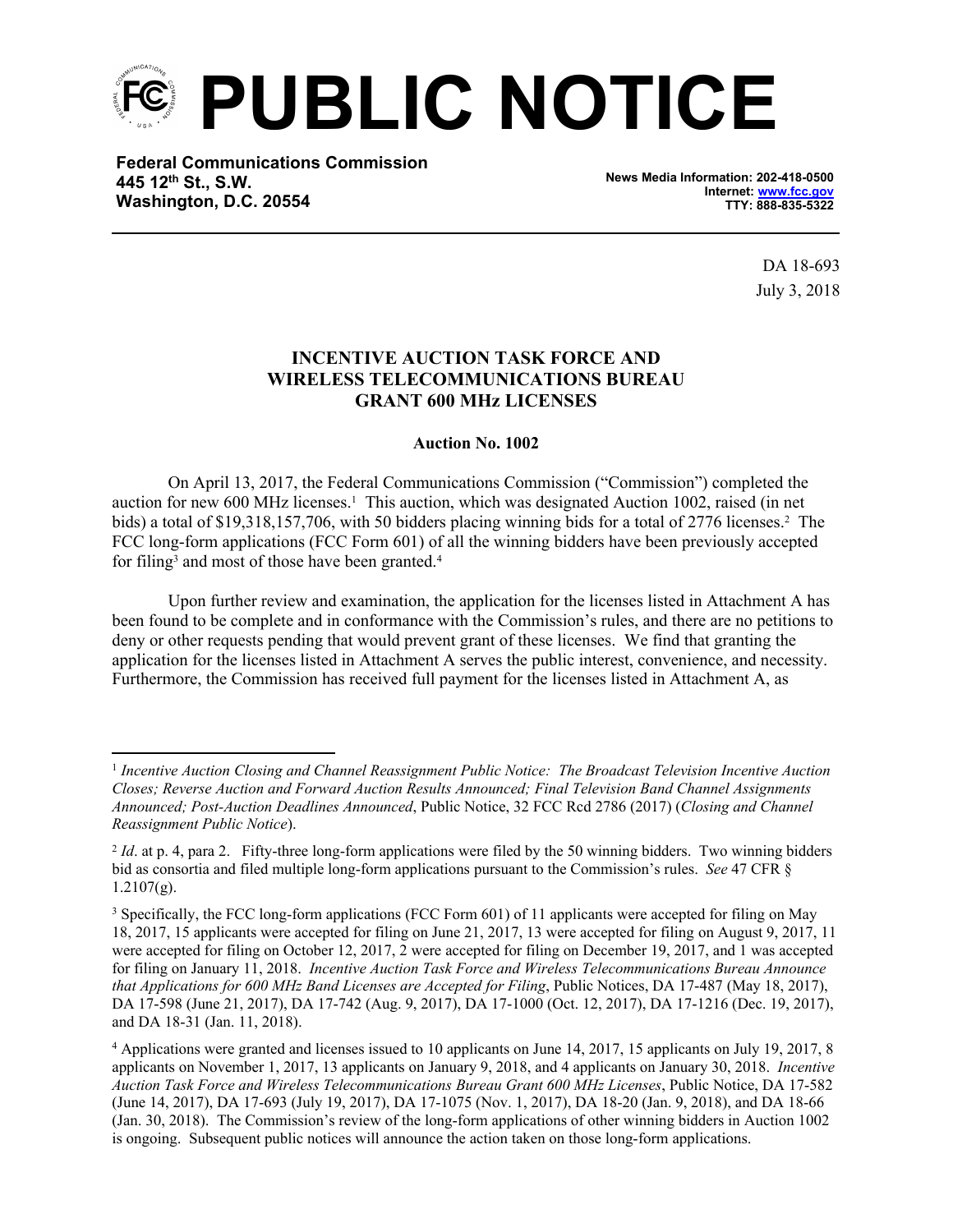# PUBLIC NOTICE

**Federal Communications Commission**
**445 12th St., S.W.**
**Washington, D.C. 20554**

**News Media Information: 202-418-0500**
**Internet: www.fcc.gov**
**TTY: 888-835-5322**

DA 18-693
July 3, 2018

**INCENTIVE AUCTION TASK FORCE AND WIRELESS TELECOMMUNICATIONS BUREAU GRANT 600 MHz LICENSES**

**Auction No. 1002**

On April 13, 2017, the Federal Communications Commission ("Commission") completed the auction for new 600 MHz licenses.[1] This auction, which was designated Auction 1002, raised (in net bids) a total of $19,318,157,706, with 50 bidders placing winning bids for a total of 2776 licenses.[2] The FCC long-form applications (FCC Form 601) of all the winning bidders have been previously accepted for filing[3] and most of those have been granted.[4]

Upon further review and examination, the application for the licenses listed in Attachment A has been found to be complete and in conformance with the Commission's rules, and there are no petitions to deny or other requests pending that would prevent grant of these licenses. We find that granting the application for the licenses listed in Attachment A serves the public interest, convenience, and necessity. Furthermore, the Commission has received full payment for the licenses listed in Attachment A, as

---

[1] *Incentive Auction Closing and Channel Reassignment Public Notice: The Broadcast Television Incentive Auction Closes; Reverse Auction and Forward Auction Results Announced; Final Television Band Channel Assignments Announced; Post-Auction Deadlines Announced*, Public Notice, 32 FCC Rcd 2786 (2017) (*Closing and Channel Reassignment Public Notice*).

[2] *Id*. at p. 4, para 2. Fifty-three long-form applications were filed by the 50 winning bidders. Two winning bidders bid as consortia and filed multiple long-form applications pursuant to the Commission's rules. *See* 47 CFR § 1.2107(g).

[3] Specifically, the FCC long-form applications (FCC Form 601) of 11 applicants were accepted for filing on May 18, 2017, 15 applicants were accepted for filing on June 21, 2017, 13 were accepted for filing on August 9, 2017, 11 were accepted for filing on October 12, 2017, 2 were accepted for filing on December 19, 2017, and 1 was accepted for filing on January 11, 2018. *Incentive Auction Task Force and Wireless Telecommunications Bureau Announce that Applications for 600 MHz Band Licenses are Accepted for Filing*, Public Notices, DA 17-487 (May 18, 2017), DA 17-598 (June 21, 2017), DA 17-742 (Aug. 9, 2017), DA 17-1000 (Oct. 12, 2017), DA 17-1216 (Dec. 19, 2017), and DA 18-31 (Jan. 11, 2018).

[4] Applications were granted and licenses issued to 10 applicants on June 14, 2017, 15 applicants on July 19, 2017, 8 applicants on November 1, 2017, 13 applicants on January 9, 2018, and 4 applicants on January 30, 2018. *Incentive Auction Task Force and Wireless Telecommunications Bureau Grant 600 MHz Licenses*, Public Notice, DA 17-582 (June 14, 2017), DA 17-693 (July 19, 2017), DA 17-1075 (Nov. 1, 2017), DA 18-20 (Jan. 9, 2018), and DA 18-66 (Jan. 30, 2018). The Commission's review of the long-form applications of other winning bidders in Auction 1002 is ongoing. Subsequent public notices will announce the action taken on those long-form applications.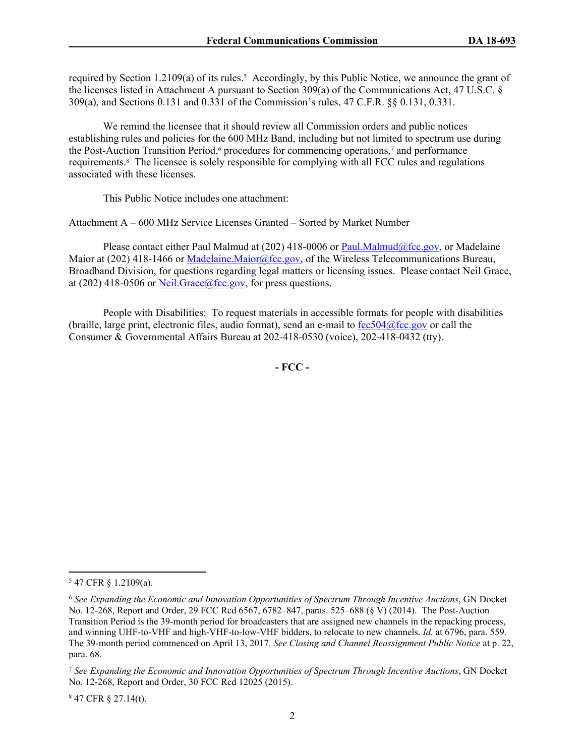required by Section 1.2109(a) of its rules.[5] Accordingly, by this Public Notice, we announce the grant of the licenses listed in Attachment A pursuant to Section 309(a) of the Communications Act, 47 U.S.C. § 309(a), and Sections 0.131 and 0.331 of the Commission's rules, 47 C.F.R. §§ 0.131, 0.331.

We remind the licensee that it should review all Commission orders and public notices establishing rules and policies for the 600 MHz Band, including but not limited to spectrum use during the Post-Auction Transition Period,[6] procedures for commencing operations,[7] and performance requirements.[8] The licensee is solely responsible for complying with all FCC rules and regulations associated with these licenses.

This Public Notice includes one attachment:

Attachment A – 600 MHz Service Licenses Granted – Sorted by Market Number

Please contact either Paul Malmud at (202) 418-0006 or Paul.Malmud@fcc.gov, or Madelaine Maior at (202) 418-1466 or Madelaine.Maior@fcc.gov, of the Wireless Telecommunications Bureau, Broadband Division, for questions regarding legal matters or licensing issues. Please contact Neil Grace, at (202) 418-0506 or Neil.Grace@fcc.gov, for press questions.

People with Disabilities: To request materials in accessible formats for people with disabilities (braille, large print, electronic files, audio format), send an e-mail to fcc504@fcc.gov or call the Consumer & Governmental Affairs Bureau at 202-418-0530 (voice), 202-418-0432 (tty).

**- FCC -**

---

[5] 47 CFR § 1.2109(a).

[6] *See Expanding the Economic and Innovation Opportunities of Spectrum Through Incentive Auctions*, GN Docket No. 12-268, Report and Order, 29 FCC Rcd 6567, 6782–847, paras. 525–688 (§ V) (2014). The Post-Auction Transition Period is the 39-month period for broadcasters that are assigned new channels in the repacking process, and winning UHF-to-VHF and high-VHF-to-low-VHF bidders, to relocate to new channels. *Id.* at 6796, para. 559. The 39-month period commenced on April 13, 2017. *See Closing and Channel Reassignment Public Notice* at p. 22, para. 68.

[7] *See Expanding the Economic and Innovation Opportunities of Spectrum Through Incentive Auctions*, GN Docket No. 12-268, Report and Order, 30 FCC Rcd 12025 (2015).

[8] 47 CFR § 27.14(t).